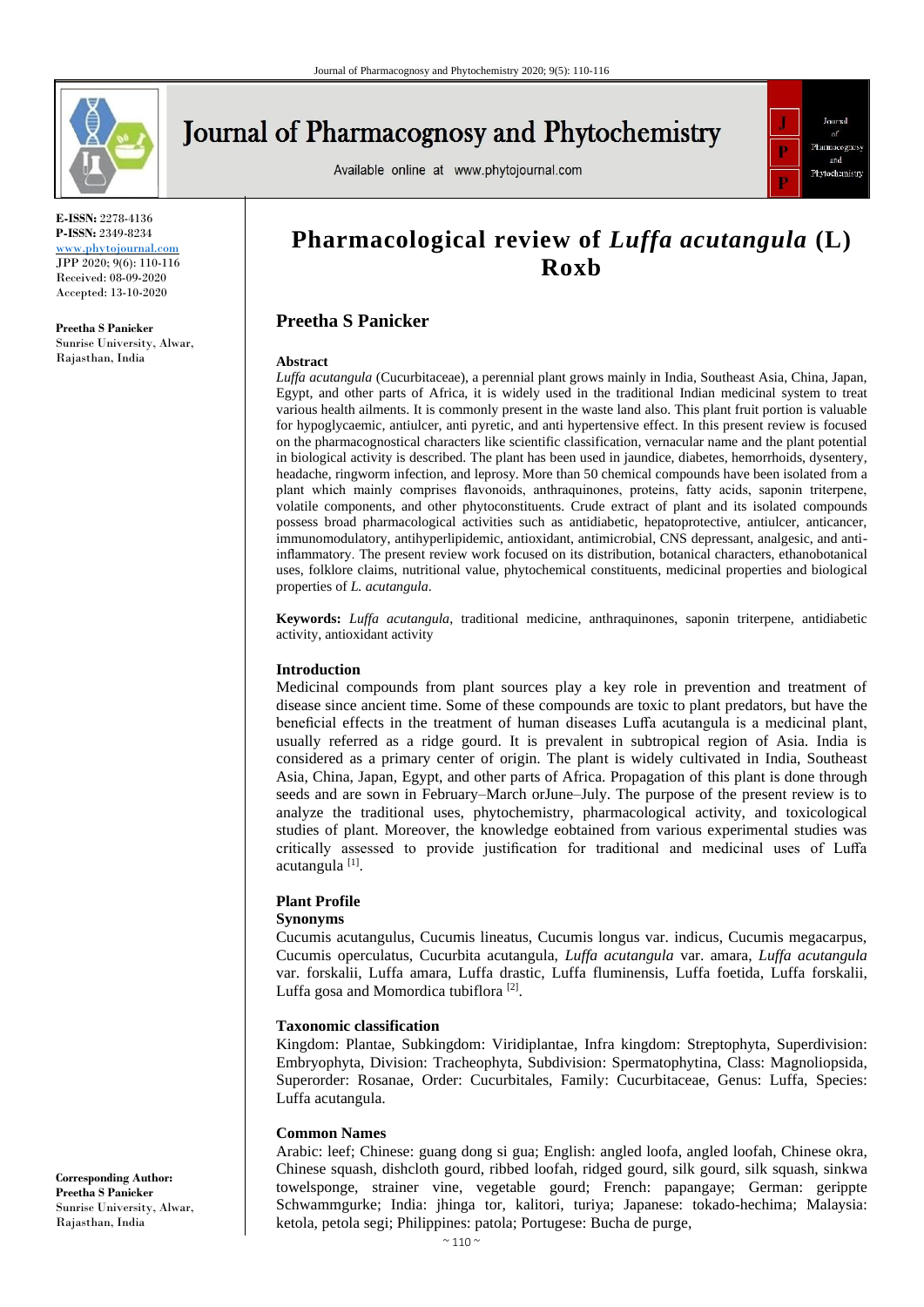# Pharmacological review of *Luffa acutangula* (L) Roxb

**Preetha S Panicker**

**E-ISSN:** 2278-4136
**P-ISSN:** 2349-8234
www.phytojournal.com
JPP 2020; 9(6): 110-116
Received: 08-09-2020
Accepted: 13-10-2020

**Preetha S Panicker**
Sunrise University, Alwar, Rajasthan, India

**Corresponding Author:**
**Preetha S Panicker**
Sunrise University, Alwar, Rajasthan, India

## Abstract

*Luffa acutangula* (Cucurbitaceae), a perennial plant grows mainly in India, Southeast Asia, China, Japan, Egypt, and other parts of Africa, it is widely used in the traditional Indian medicinal system to treat various health ailments. It is commonly present in the waste land also. This plant fruit portion is valuable for hypoglycaemic, antiulcer, anti pyretic, and anti hypertensive effect. In this present review is focused on the pharmacognostical characters like scientific classification, vernacular name and the plant potential in biological activity is described. The plant has been used in jaundice, diabetes, hemorrhoids, dysentery, headache, ringworm infection, and leprosy. More than 50 chemical compounds have been isolated from a plant which mainly comprises flavonoids, anthraquinones, proteins, fatty acids, saponin triterpene, volatile components, and other phytoconstituents. Crude extract of plant and its isolated compounds possess broad pharmacological activities such as antidiabetic, hepatoprotective, antiulcer, anticancer, immunomodulatory, antihyperlipidemic, antioxidant, antimicrobial, CNS depressant, analgesic, and anti-inflammatory. The present review work focused on its distribution, botanical characters, ethanobotanical uses, folklore claims, nutritional value, phytochemical constituents, medicinal properties and biological properties of *L. acutangula*.

**Keywords:** *Luffa acutangula*, traditional medicine, anthraquinones, saponin triterpene, antidiabetic activity, antioxidant activity

## Introduction

Medicinal compounds from plant sources play a key role in prevention and treatment of disease since ancient time. Some of these compounds are toxic to plant predators, but have the beneficial effects in the treatment of human diseases Luffa acutangula is a medicinal plant, usually referred as a ridge gourd. It is prevalent in subtropical region of Asia. India is considered as a primary center of origin. The plant is widely cultivated in India, Southeast Asia, China, Japan, Egypt, and other parts of Africa. Propagation of this plant is done through seeds and are sown in February–March orJune–July. The purpose of the present review is to analyze the traditional uses, phytochemistry, pharmacological activity, and toxicological studies of plant. Moreover, the knowledge eobtained from various experimental studies was critically assessed to provide justification for traditional and medicinal uses of Luffa acutangula [1].

## Plant Profile

### Synonyms

Cucumis acutangulus, Cucumis lineatus, Cucumis longus var. indicus, Cucumis megacarpus, Cucumis operculatus, Cucurbita acutangula, *Luffa acutangula* var. amara, *Luffa acutangula* var. forskalii, Luffa amara, Luffa drastic, Luffa fluminensis, Luffa foetida, Luffa forskalii, Luffa gosa and Momordica tubiflora [2].

### Taxonomic classification

Kingdom: Plantae, Subkingdom: Viridiplantae, Infra kingdom: Streptophyta, Superdivision: Embryophyta, Division: Tracheophyta, Subdivision: Spermatophytina, Class: Magnoliopsida, Superorder: Rosanae, Order: Cucurbitales, Family: Cucurbitaceae, Genus: Luffa, Species: Luffa acutangula.

### Common Names

Arabic: leef; Chinese: guang dong si gua; English: angled loofa, angled loofah, Chinese okra, Chinese squash, dishcloth gourd, ribbed loofah, ridged gourd, silk gourd, silk squash, sinkwa towelsponge, strainer vine, vegetable gourd; French: papangaye; German: gerippte Schwammgurke; India: jhinga tor, kalitori, turiya; Japanese: tokado-hechima; Malaysia: ketola, petola segi; Philippines: patola; Portugese: Bucha de purge,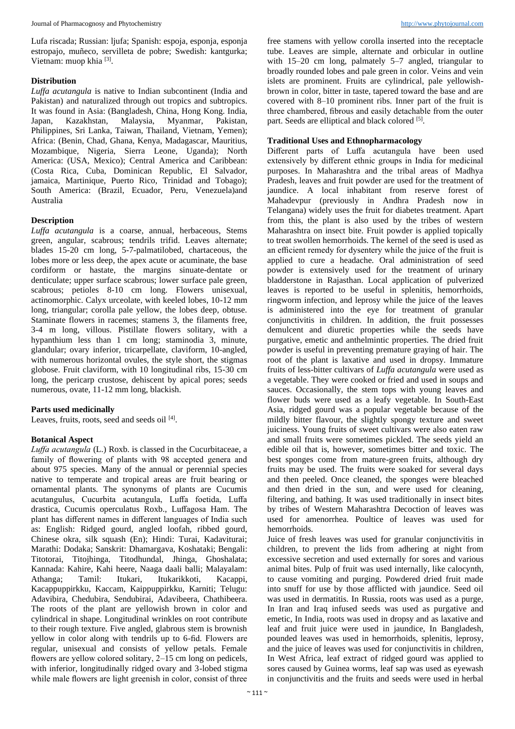Lufa riscada; Russian: ljufa; Spanish: espoja, esponja, esponja estropajo, muñeco, servilleta de pobre; Swedish: kantgurka; Vietnam: muop khia [3].

### Distribution

*Luffa acutangula* is native to Indian subcontinent (India and Pakistan) and naturalized through out tropics and subtropics. It was found in Asia: (Bangladesh, China, Hong Kong. India, Japan, Kazakhstan, Malaysia, Myanmar, Pakistan, Philippines, Sri Lanka, Taiwan, Thailand, Vietnam, Yemen); Africa: (Benin, Chad, Ghana, Kenya, Madagascar, Mauritius, Mozambique, Nigeria, Sierra Leone, Uganda); North America: (USA, Mexico); Central America and Caribbean: (Costa Rica, Cuba, Dominican Republic, El Salvador, jamaica, Martinique, Puerto Rico, Trinidad and Tobago); South America: (Brazil, Ecuador, Peru, Venezuela)and Australia

### Description

*Luffa acutangula* is a coarse, annual, herbaceous, Stems green, angular, scabrous; tendrils trifid. Leaves alternate; blades 15-20 cm long, 5-7-palmatilobed, chartaceous, the lobes more or less deep, the apex acute or acuminate, the base cordiform or hastate, the margins sinuate-dentate or denticulate; upper surface scabrous; lower surface pale green, scabrous; petioles 8-10 cm long. Flowers unisexual, actinomorphic. Calyx urceolate, with keeled lobes, 10-12 mm long, triangular; corolla pale yellow, the lobes deep, obtuse. Staminate flowers in racemes; stamens 3, the filaments free, 3-4 m long, villous. Pistillate flowers solitary, with a hypanthium less than 1 cm long; staminodia 3, minute, glandular; ovary inferior, tricarpellate, claviform, 10-angled, with numerous horizontal ovules, the style short, the stigmas globose. Fruit claviform, with 10 longitudinal ribs, 15-30 cm long, the pericarp crustose, dehiscent by apical pores; seeds numerous, ovate, 11-12 mm long, blackish.

### Parts used medicinally

Leaves, fruits, roots, seed and seeds oil [4].

### Botanical Aspect

*Luffa acutangula* (L.) Roxb. is classed in the Cucurbitaceae, a family of flowering of plants with 98 accepted genera and about 975 species. Many of the annual or perennial species native to temperate and tropical areas are fruit bearing or ornamental plants. The synonyms of plants are Cucumis acutangulus, Cucurbita acutangula, Luffa foetida, Luffa drastica, Cucumis operculatus Roxb., Luffagosa Ham. The plant has different names in different languages of India such as: English: Ridged gourd, angled loofah, ribbed gourd, Chinese okra, silk squash (En); Hindi: Turai, Kadaviturai; Marathi: Dodaka; Sanskrit: Dhamargava, Koshataki; Bengali: Titotorai, Titojhinga, Titodhundal, Jhinga, Ghoshalata; Kannada: Kahire, Kahi heere, Naaga daali balli; Malayalam: Athanga; Tamil: Itukari, Itukarikkoti, Kacappi, Kacappuppirkku, Kaccam, Kaippuppirkku, Karniti; Telugu: Adavibira, Chedubira, Sendubirai, Adavibeera, Chathibeera. The roots of the plant are yellowish brown in color and cylindrical in shape. Longitudinal wrinkles on root contribute to their rough texture. Five angled, glabrous stem is brownish yellow in color along with tendrils up to 6-fid. Flowers are regular, unisexual and consists of yellow petals. Female flowers are yellow colored solitary, 2–15 cm long on pedicels, with inferior, longitudinally ridged ovary and 3-lobed stigma while male flowers are light greenish in color, consist of three free stamens with yellow corolla inserted into the receptacle tube. Leaves are simple, alternate and orbicular in outline with 15–20 cm long, palmately 5–7 angled, triangular to broadly rounded lobes and pale green in color. Veins and vein islets are prominent. Fruits are cylindrical, pale yellowish-brown in color, bitter in taste, tapered toward the base and are covered with 8–10 prominent ribs. Inner part of the fruit is three chambered, fibrous and easily detachable from the outer part. Seeds are elliptical and black colored [5].

### Traditional Uses and Ethnopharmacology

Different parts of Luffa acutangula have been used extensively by different ethnic groups in India for medicinal purposes. In Maharashtra and the tribal areas of Madhya Pradesh, leaves and fruit powder are used for the treatment of jaundice. A local inhabitant from reserve forest of Mahadevpur (previously in Andhra Pradesh now in Telangana) widely uses the fruit for diabetes treatment. Apart from this, the plant is also used by the tribes of western Maharashtra on insect bite. Fruit powder is applied topically to treat swollen hemorrhoids. The kernel of the seed is used as an efficient remedy for dysentery while the juice of the fruit is applied to cure a headache. Oral administration of seed powder is extensively used for the treatment of urinary bladderstone in Rajasthan. Local application of pulverized leaves is reported to be useful in splenitis, hemorrhoids, ringworm infection, and leprosy while the juice of the leaves is administered into the eye for treatment of granular conjunctivitis in children. In addition, the fruit possesses demulcent and diuretic properties while the seeds have purgative, emetic and anthelmintic properties. The dried fruit powder is useful in preventing premature graying of hair. The root of the plant is laxative and used in dropsy. Immature fruits of less-bitter cultivars of *Luffa acutangula* were used as a vegetable. They were cooked or fried and used in soups and sauces. Occasionally, the stem tops with young leaves and flower buds were used as a leafy vegetable. In South-East Asia, ridged gourd was a popular vegetable because of the mildly bitter flavour, the slightly spongy texture and sweet juiciness. Young fruits of sweet cultivars were also eaten raw and small fruits were sometimes pickled. The seeds yield an edible oil that is, however, sometimes bitter and toxic. The best sponges come from mature-green fruits, although dry fruits may be used. The fruits were soaked for several days and then peeled. Once cleaned, the sponges were bleached and then dried in the sun, and were used for cleaning, filtering, and bathing. It was used traditionally in insect bites by tribes of Western Maharashtra Decoction of leaves was used for amenorrhea. Poultice of leaves was used for hemorrhoids.

Juice of fresh leaves was used for granular conjunctivitis in children, to prevent the lids from adhering at night from excessive secretion and used externally for sores and various animal bites. Pulp of fruit was used internally, like calocynth, to cause vomiting and purging. Powdered dried fruit made into snuff for use by those afflicted with jaundice. Seed oil was used in dermatitis. In Russia, roots was used as a purge, In Iran and Iraq infused seeds was used as purgative and emetic, In India, roots was used in dropsy and as laxative and leaf and fruit juice were used in jaundice, In Bangladesh, pounded leaves was used in hemorrhoids, splenitis, leprosy, and the juice of leaves was used for conjunctivitis in children, In West Africa, leaf extract of ridged gourd was applied to sores caused by Guinea worms, leaf sap was used as eyewash in conjunctivitis and the fruits and seeds were used in herbal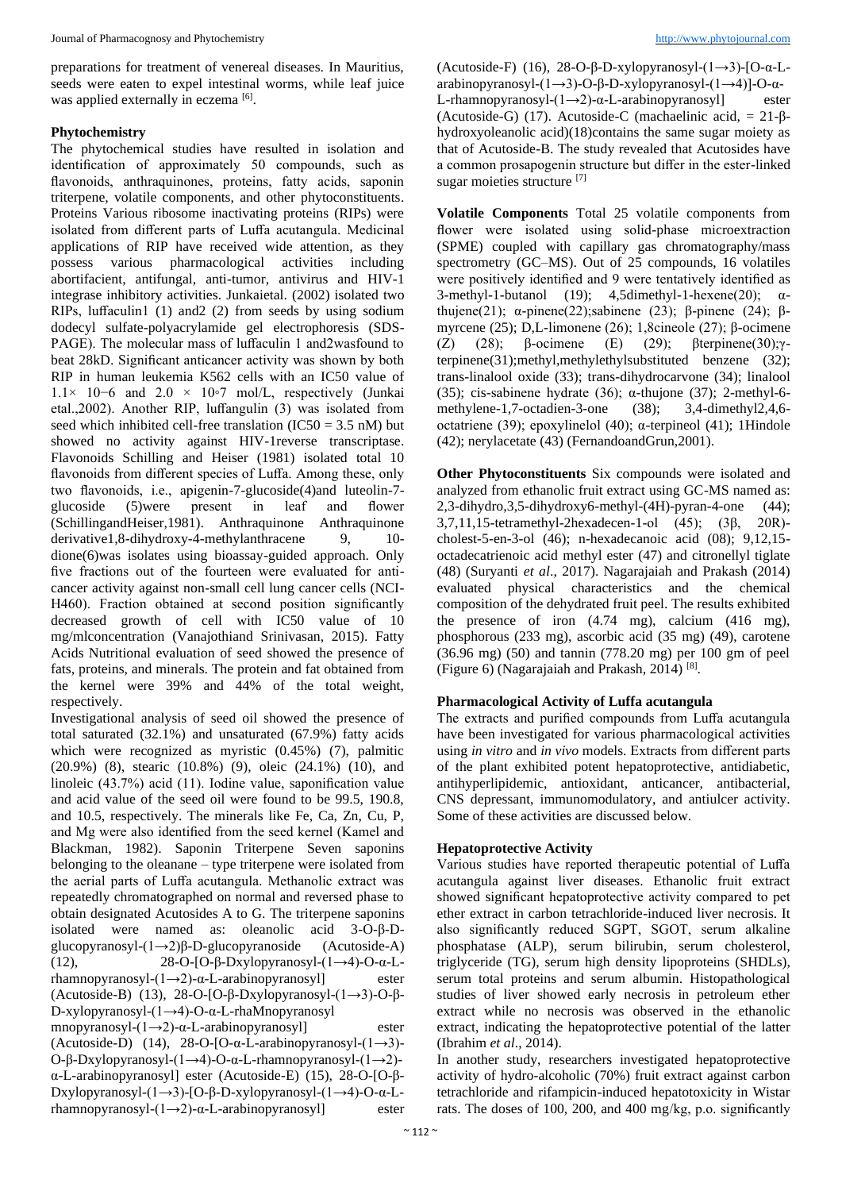preparations for treatment of venereal diseases. In Mauritius, seeds were eaten to expel intestinal worms, while leaf juice was applied externally in eczema [6].

## Phytochemistry

The phytochemical studies have resulted in isolation and identification of approximately 50 compounds, such as flavonoids, anthraquinones, proteins, fatty acids, saponin triterpene, volatile components, and other phytoconstituents. Proteins Various ribosome inactivating proteins (RIPs) were isolated from different parts of Luffa acutangula. Medicinal applications of RIP have received wide attention, as they possess various pharmacological activities including abortifacient, antifungal, anti-tumor, antivirus and HIV-1 integrase inhibitory activities. Junkaietal. (2002) isolated two RIPs, luffaculin1 (1) and2 (2) from seeds by using sodium dodecyl sulfate-polyacrylamide gel electrophoresis (SDS-PAGE). The molecular mass of luffaculin 1 and2wasfound to beat 28kD. Significant anticancer activity was shown by both RIP in human leukemia K562 cells with an IC50 value of $1.1\times 10^{-6}$ and $2.0 \times 10^{-7}$ mol/L, respectively (Junkai etal.,2002). Another RIP, luffangulin (3) was isolated from seed which inhibited cell-free translation (IC50 = 3.5 nM) but showed no activity against HIV-1reverse transcriptase. Flavonoids Schilling and Heiser (1981) isolated total 10 flavonoids from different species of Luffa. Among these, only two flavonoids, i.e., apigenin-7-glucoside(4)and luteolin-7-glucoside (5)were present in leaf and flower (SchillingandHeiser,1981). Anthraquinone Anthraquinone derivative1,8-dihydroxy-4-methylanthracene 9, 10-dione(6)was isolates using bioassay-guided approach. Only five fractions out of the fourteen were evaluated for anti-cancer activity against non-small cell lung cancer cells (NCI-H460). Fraction obtained at second position significantly decreased growth of cell with IC50 value of 10 mg/mlconcentration (Vanajothiand Srinivasan, 2015). Fatty Acids Nutritional evaluation of seed showed the presence of fats, proteins, and minerals. The protein and fat obtained from the kernel were 39% and 44% of the total weight, respectively.

Investigational analysis of seed oil showed the presence of total saturated (32.1%) and unsaturated (67.9%) fatty acids which were recognized as myristic (0.45%) (7), palmitic (20.9%) (8), stearic (10.8%) (9), oleic (24.1%) (10), and linoleic (43.7%) acid (11). Iodine value, saponification value and acid value of the seed oil were found to be 99.5, 190.8, and 10.5, respectively. The minerals like Fe, Ca, Zn, Cu, P, and Mg were also identified from the seed kernel (Kamel and Blackman, 1982). Saponin Triterpene Seven saponins belonging to the oleanane – type triterpene were isolated from the aerial parts of Luffa acutangula. Methanolic extract was repeatedly chromatographed on normal and reversed phase to obtain designated Acutosides A to G. The triterpene saponins isolated were named as: oleanolic acid 3-O-β-D-glucopyranosyl-(1→2)β-D-glucopyranoside (Acutoside-A) (12), 28-O-[O-β-Dxylopyranosyl-(1→4)-O-α-L-rhamnopyranosyl-(1→2)-α-L-arabinopyranosyl] ester (Acutoside-B) (13), 28-O-[O-β-Dxylopyranosyl-(1→3)-O-β-D-xylopyranosyl-(1→4)-O-α-L-rhaMnopyranosyl mnopyranosyl-(1→2)-α-L-arabinopyranosyl] ester (Acutoside-D) (14), 28-O-[O-α-L-arabinopyranosyl-(1→3)-O-β-Dxylopyranosyl-(1→4)-O-α-L-rhamnopyranosyl-(1→2)-α-L-arabinopyranosyl] ester (Acutoside-E) (15), 28-O-[O-β-Dxylopyranosyl-(1→3)-[O-β-D-xylopyranosyl-(1→4)-O-α-L-rhamnopyranosyl-(1→2)-α-L-arabinopyranosyl] ester (Acutoside-F) (16), 28-O-β-D-xylopyranosyl-(1→3)-[O-α-L-arabinopyranosyl-(1→3)-O-β-D-xylopyranosyl-(1→4)]-O-α-L-rhamnopyranosyl-(1→2)-α-L-arabinopyranosyl] ester (Acutoside-G) (17). Acutoside-C (machaelinic acid, = 21-β-hydroxyoleanolic acid)(18)contains the same sugar moiety as that of Acutoside-B. The study revealed that Acutosides have a common prosapogenin structure but differ in the ester-linked sugar moieties structure [7]

**Volatile Components** Total 25 volatile components from flower were isolated using solid-phase microextraction (SPME) coupled with capillary gas chromatography/mass spectrometry (GC–MS). Out of 25 compounds, 16 volatiles were positively identified and 9 were tentatively identified as 3-methyl-1-butanol (19); 4,5dimethyl-1-hexene(20); α-thujene(21); α-pinene(22);sabinene (23); β-pinene (24); β-myrcene (25); D,L-limonene (26); 1,8cineole (27); β-ocimene (Z) (28); β-ocimene (E) (29); βterpinene(30);γ-terpinene(31);methyl,methylethylsubstituted benzene (32); trans-linalool oxide (33); trans-dihydrocarvone (34); linalool (35); cis-sabinene hydrate (36); α-thujone (37); 2-methyl-6-methylene-1,7-octadien-3-one (38); 3,4-dimethyl2,4,6-octatriene (39); epoxylinelol (40); α-terpineol (41); 1Hindole (42); nerylacetate (43) (FernandoandGrun,2001).

**Other Phytoconstituents** Six compounds were isolated and analyzed from ethanolic fruit extract using GC-MS named as: 2,3-dihydro,3,5-dihydroxy6-methyl-(4H)-pyran-4-one (44); 3,7,11,15-tetramethyl-2hexadecen-1-ol (45); (3β, 20R)-cholest-5-en-3-ol (46); n-hexadecanoic acid (08); 9,12,15-octadecatrienoic acid methyl ester (47) and citronellyl tiglate (48) (Suryanti *et al*., 2017). Nagarajaiah and Prakash (2014) evaluated physical characteristics and the chemical composition of the dehydrated fruit peel. The results exhibited the presence of iron (4.74 mg), calcium (416 mg), phosphorous (233 mg), ascorbic acid (35 mg) (49), carotene (36.96 mg) (50) and tannin (778.20 mg) per 100 gm of peel (Figure 6) (Nagarajaiah and Prakash, 2014) [8].

## Pharmacological Activity of Luffa acutangula

The extracts and purified compounds from Luffa acutangula have been investigated for various pharmacological activities using *in vitro* and *in vivo* models. Extracts from different parts of the plant exhibited potent hepatoprotective, antidiabetic, antihyperlipidemic, antioxidant, anticancer, antibacterial, CNS depressant, immunomodulatory, and antiulcer activity. Some of these activities are discussed below.

### Hepatoprotective Activity

Various studies have reported therapeutic potential of Luffa acutangula against liver diseases. Ethanolic fruit extract showed significant hepatoprotective activity compared to pet ether extract in carbon tetrachloride-induced liver necrosis. It also significantly reduced SGPT, SGOT, serum alkaline phosphatase (ALP), serum bilirubin, serum cholesterol, triglyceride (TG), serum high density lipoproteins (SHDLs), serum total proteins and serum albumin. Histopathological studies of liver showed early necrosis in petroleum ether extract while no necrosis was observed in the ethanolic extract, indicating the hepatoprotective potential of the latter (Ibrahim *et al*., 2014).

In another study, researchers investigated hepatoprotective activity of hydro-alcoholic (70%) fruit extract against carbon tetrachloride and rifampicin-induced hepatotoxicity in Wistar rats. The doses of 100, 200, and 400 mg/kg, p.o. significantly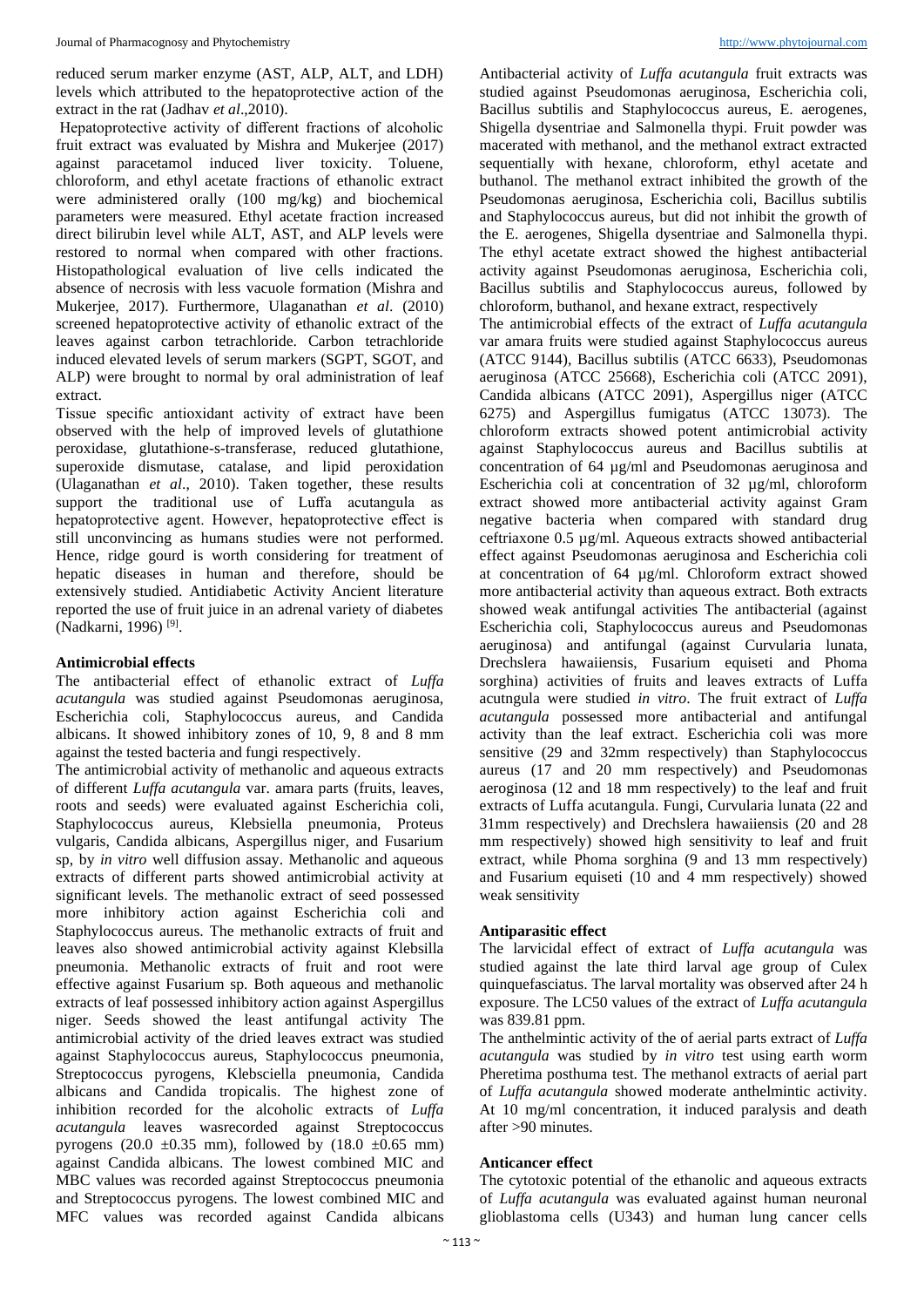reduced serum marker enzyme (AST, ALP, ALT, and LDH) levels which attributed to the hepatoprotective action of the extract in the rat (Jadhav *et al*.,2010).

Hepatoprotective activity of different fractions of alcoholic fruit extract was evaluated by Mishra and Mukerjee (2017) against paracetamol induced liver toxicity. Toluene, chloroform, and ethyl acetate fractions of ethanolic extract were administered orally (100 mg/kg) and biochemical parameters were measured. Ethyl acetate fraction increased direct bilirubin level while ALT, AST, and ALP levels were restored to normal when compared with other fractions. Histopathological evaluation of live cells indicated the absence of necrosis with less vacuole formation (Mishra and Mukerjee, 2017). Furthermore, Ulaganathan *et al*. (2010) screened hepatoprotective activity of ethanolic extract of the leaves against carbon tetrachloride. Carbon tetrachloride induced elevated levels of serum markers (SGPT, SGOT, and ALP) were brought to normal by oral administration of leaf extract.

Tissue specific antioxidant activity of extract have been observed with the help of improved levels of glutathione peroxidase, glutathione-s-transferase, reduced glutathione, superoxide dismutase, catalase, and lipid peroxidation (Ulaganathan *et al*., 2010). Taken together, these results support the traditional use of Luffa acutangula as hepatoprotective agent. However, hepatoprotective effect is still unconvincing as humans studies were not performed. Hence, ridge gourd is worth considering for treatment of hepatic diseases in human and therefore, should be extensively studied. Antidiabetic Activity Ancient literature reported the use of fruit juice in an adrenal variety of diabetes (Nadkarni, 1996) [9].

**Antimicrobial effects**

The antibacterial effect of ethanolic extract of *Luffa acutangula* was studied against Pseudomonas aeruginosa, Escherichia coli, Staphylococcus aureus, and Candida albicans. It showed inhibitory zones of 10, 9, 8 and 8 mm against the tested bacteria and fungi respectively.

The antimicrobial activity of methanolic and aqueous extracts of different *Luffa acutangula* var. amara parts (fruits, leaves, roots and seeds) were evaluated against Escherichia coli, Staphylococcus aureus, Klebsiella pneumonia, Proteus vulgaris, Candida albicans, Aspergillus niger, and Fusarium sp, by *in vitro* well diffusion assay. Methanolic and aqueous extracts of different parts showed antimicrobial activity at significant levels. The methanolic extract of seed possessed more inhibitory action against Escherichia coli and Staphylococcus aureus. The methanolic extracts of fruit and leaves also showed antimicrobial activity against Klebsilla pneumonia. Methanolic extracts of fruit and root were effective against Fusarium sp. Both aqueous and methanolic extracts of leaf possessed inhibitory action against Aspergillus niger. Seeds showed the least antifungal activity The antimicrobial activity of the dried leaves extract was studied against Staphylococcus aureus, Staphylococcus pneumonia, Streptococcus pyrogens, Klebsciella pneumonia, Candida albicans and Candida tropicalis. The highest zone of inhibition recorded for the alcoholic extracts of *Luffa acutangula* leaves wasrecorded against Streptococcus pyrogens (20.0 ±0.35 mm), followed by (18.0 ±0.65 mm) against Candida albicans. The lowest combined MIC and MBC values was recorded against Streptococcus pneumonia and Streptococcus pyrogens. The lowest combined MIC and MFC values was recorded against Candida albicans

Antibacterial activity of *Luffa acutangula* fruit extracts was studied against Pseudomonas aeruginosa, Escherichia coli, Bacillus subtilis and Staphylococcus aureus, E. aerogenes, Shigella dysentriae and Salmonella thypi. Fruit powder was macerated with methanol, and the methanol extract extracted sequentially with hexane, chloroform, ethyl acetate and buthanol. The methanol extract inhibited the growth of the Pseudomonas aeruginosa, Escherichia coli, Bacillus subtilis and Staphylococcus aureus, but did not inhibit the growth of the E. aerogenes, Shigella dysentriae and Salmonella thypi. The ethyl acetate extract showed the highest antibacterial activity against Pseudomonas aeruginosa, Escherichia coli, Bacillus subtilis and Staphylococcus aureus, followed by chloroform, buthanol, and hexane extract, respectively

The antimicrobial effects of the extract of *Luffa acutangula* var amara fruits were studied against Staphylococcus aureus (ATCC 9144), Bacillus subtilis (ATCC 6633), Pseudomonas aeruginosa (ATCC 25668), Escherichia coli (ATCC 2091), Candida albicans (ATCC 2091), Aspergillus niger (ATCC 6275) and Aspergillus fumigatus (ATCC 13073). The chloroform extracts showed potent antimicrobial activity against Staphylococcus aureus and Bacillus subtilis at concentration of 64 µg/ml and Pseudomonas aeruginosa and Escherichia coli at concentration of 32 µg/ml, chloroform extract showed more antibacterial activity against Gram negative bacteria when compared with standard drug ceftriaxone 0.5 µg/ml. Aqueous extracts showed antibacterial effect against Pseudomonas aeruginosa and Escherichia coli at concentration of 64 µg/ml. Chloroform extract showed more antibacterial activity than aqueous extract. Both extracts showed weak antifungal activities The antibacterial (against Escherichia coli, Staphylococcus aureus and Pseudomonas aeruginosa) and antifungal (against Curvularia lunata, Drechslera hawaiiensis, Fusarium equiseti and Phoma sorghina) activities of fruits and leaves extracts of Luffa acutngula were studied *in vitro*. The fruit extract of *Luffa acutangula* possessed more antibacterial and antifungal activity than the leaf extract. Escherichia coli was more sensitive (29 and 32mm respectively) than Staphylococcus aureus (17 and 20 mm respectively) and Pseudomonas aeroginosa (12 and 18 mm respectively) to the leaf and fruit extracts of Luffa acutangula. Fungi, Curvularia lunata (22 and 31mm respectively) and Drechslera hawaiiensis (20 and 28 mm respectively) showed high sensitivity to leaf and fruit extract, while Phoma sorghina (9 and 13 mm respectively) and Fusarium equiseti (10 and 4 mm respectively) showed weak sensitivity

**Antiparasitic effect**

The larvicidal effect of extract of *Luffa acutangula* was studied against the late third larval age group of Culex quinquefasciatus. The larval mortality was observed after 24 h exposure. The LC50 values of the extract of *Luffa acutangula* was 839.81 ppm.

The anthelmintic activity of the of aerial parts extract of *Luffa acutangula* was studied by *in vitro* test using earth worm Pheretima posthuma test. The methanol extracts of aerial part of *Luffa acutangula* showed moderate anthelmintic activity. At 10 mg/ml concentration, it induced paralysis and death after >90 minutes.

**Anticancer effect**

The cytotoxic potential of the ethanolic and aqueous extracts of *Luffa acutangula* was evaluated against human neuronal glioblastoma cells (U343) and human lung cancer cells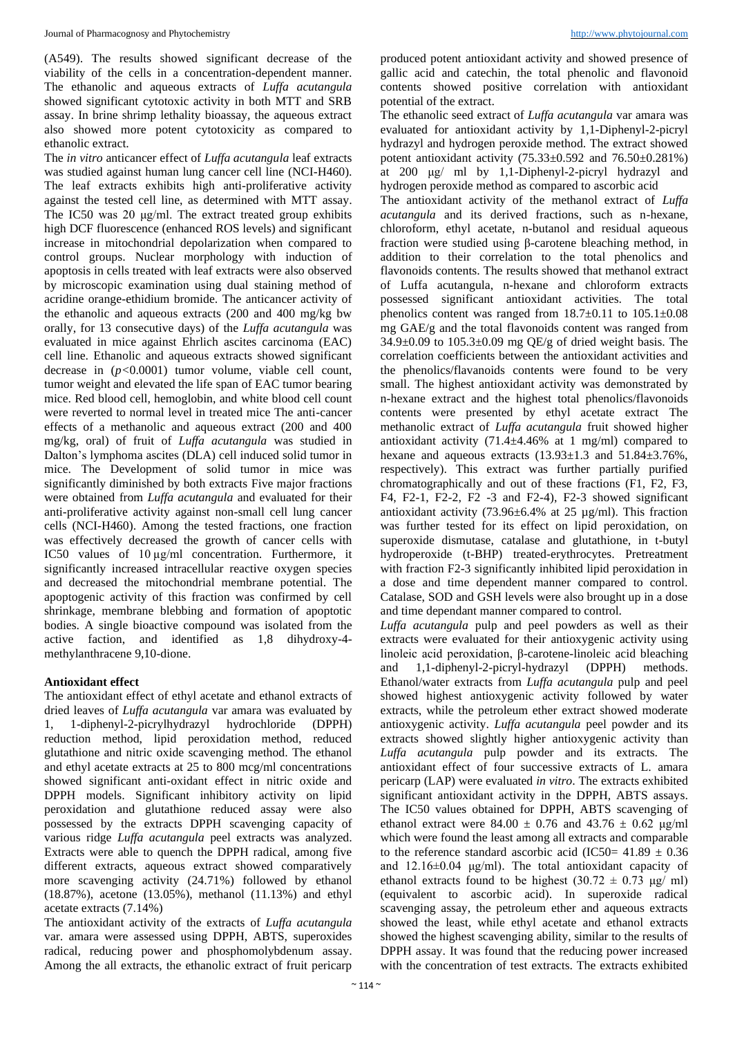(A549). The results showed significant decrease of the viability of the cells in a concentration-dependent manner. The ethanolic and aqueous extracts of *Luffa acutangula* showed significant cytotoxic activity in both MTT and SRB assay. In brine shrimp lethality bioassay, the aqueous extract also showed more potent cytotoxicity as compared to ethanolic extract.

The *in vitro* anticancer effect of *Luffa acutangula* leaf extracts was studied against human lung cancer cell line (NCI-H460). The leaf extracts exhibits high anti-proliferative activity against the tested cell line, as determined with MTT assay. The IC50 was 20 μg/ml. The extract treated group exhibits high DCF fluorescence (enhanced ROS levels) and significant increase in mitochondrial depolarization when compared to control groups. Nuclear morphology with induction of apoptosis in cells treated with leaf extracts were also observed by microscopic examination using dual staining method of acridine orange-ethidium bromide. The anticancer activity of the ethanolic and aqueous extracts (200 and 400 mg/kg bw orally, for 13 consecutive days) of the *Luffa acutangula* was evaluated in mice against Ehrlich ascites carcinoma (EAC) cell line. Ethanolic and aqueous extracts showed significant decrease in ($p<0.0001$) tumor volume, viable cell count, tumor weight and elevated the life span of EAC tumor bearing mice. Red blood cell, hemoglobin, and white blood cell count were reverted to normal level in treated mice The anti-cancer effects of a methanolic and aqueous extract (200 and 400 mg/kg, oral) of fruit of *Luffa acutangula* was studied in Dalton's lymphoma ascites (DLA) cell induced solid tumor in mice. The Development of solid tumor in mice was significantly diminished by both extracts Five major fractions were obtained from *Luffa acutangula* and evaluated for their anti-proliferative activity against non-small cell lung cancer cells (NCI-H460). Among the tested fractions, one fraction was effectively decreased the growth of cancer cells with IC50 values of 10 μg/ml concentration. Furthermore, it significantly increased intracellular reactive oxygen species and decreased the mitochondrial membrane potential. The apoptogenic activity of this fraction was confirmed by cell shrinkage, membrane blebbing and formation of apoptotic bodies. A single bioactive compound was isolated from the active faction, and identified as 1,8 dihydroxy-4-methylanthracene 9,10-dione.

**Antioxidant effect**

The antioxidant effect of ethyl acetate and ethanol extracts of dried leaves of *Luffa acutangula* var amara was evaluated by 1, 1-diphenyl-2-picrylhydrazyl hydrochloride (DPPH) reduction method, lipid peroxidation method, reduced glutathione and nitric oxide scavenging method. The ethanol and ethyl acetate extracts at 25 to 800 mcg/ml concentrations showed significant anti-oxidant effect in nitric oxide and DPPH models. Significant inhibitory activity on lipid peroxidation and glutathione reduced assay were also possessed by the extracts DPPH scavenging capacity of various ridge *Luffa acutangula* peel extracts was analyzed. Extracts were able to quench the DPPH radical, among five different extracts, aqueous extract showed comparatively more scavenging activity (24.71%) followed by ethanol (18.87%), acetone (13.05%), methanol (11.13%) and ethyl acetate extracts (7.14%)

The antioxidant activity of the extracts of *Luffa acutangula* var. amara were assessed using DPPH, ABTS, superoxides radical, reducing power and phosphomolybdenum assay. Among the all extracts, the ethanolic extract of fruit pericarp produced potent antioxidant activity and showed presence of gallic acid and catechin, the total phenolic and flavonoid contents showed positive correlation with antioxidant potential of the extract.

The ethanolic seed extract of *Luffa acutangula* var amara was evaluated for antioxidant activity by 1,1-Diphenyl-2-picryl hydrazyl and hydrogen peroxide method. The extract showed potent antioxidant activity (75.33±0.592 and 76.50±0.281%) at 200 μg/ ml by 1,1-Diphenyl-2-picryl hydrazyl and hydrogen peroxide method as compared to ascorbic acid

The antioxidant activity of the methanol extract of *Luffa acutangula* and its derived fractions, such as n-hexane, chloroform, ethyl acetate, n-butanol and residual aqueous fraction were studied using β-carotene bleaching method, in addition to their correlation to the total phenolics and flavonoids contents. The results showed that methanol extract of Luffa acutangula, n-hexane and chloroform extracts possessed significant antioxidant activities. The total phenolics content was ranged from 18.7±0.11 to 105.1±0.08 mg GAE/g and the total flavonoids content was ranged from 34.9±0.09 to 105.3±0.09 mg QE/g of dried weight basis. The correlation coefficients between the antioxidant activities and the phenolics/flavanoids contents were found to be very small. The highest antioxidant activity was demonstrated by n-hexane extract and the highest total phenolics/flavonoids contents were presented by ethyl acetate extract The methanolic extract of *Luffa acutangula* fruit showed higher antioxidant activity (71.4±4.46% at 1 mg/ml) compared to hexane and aqueous extracts (13.93±1.3 and 51.84±3.76%, respectively). This extract was further partially purified chromatographically and out of these fractions (F1, F2, F3, F4, F2-1, F2-2, F2 -3 and F2-4), F2-3 showed significant antioxidant activity (73.96±6.4% at 25 µg/ml). This fraction was further tested for its effect on lipid peroxidation, on superoxide dismutase, catalase and glutathione, in t-butyl hydroperoxide (t-BHP) treated-erythrocytes. Pretreatment with fraction F2-3 significantly inhibited lipid peroxidation in a dose and time dependent manner compared to control. Catalase, SOD and GSH levels were also brought up in a dose and time dependant manner compared to control.

*Luffa acutangula* pulp and peel powders as well as their extracts were evaluated for their antioxygenic activity using linoleic acid peroxidation, β-carotene-linoleic acid bleaching and 1,1-diphenyl-2-picryl-hydrazyl (DPPH) methods. Ethanol/water extracts from *Luffa acutangula* pulp and peel showed highest antioxygenic activity followed by water extracts, while the petroleum ether extract showed moderate antioxygenic activity. *Luffa acutangula* peel powder and its extracts showed slightly higher antioxygenic activity than *Luffa acutangula* pulp powder and its extracts. The antioxidant effect of four successive extracts of L. amara pericarp (LAP) were evaluated *in vitro*. The extracts exhibited significant antioxidant activity in the DPPH, ABTS assays. The IC50 values obtained for DPPH, ABTS scavenging of ethanol extract were 84.00 ± 0.76 and 43.76 ± 0.62 µg/ml which were found the least among all extracts and comparable to the reference standard ascorbic acid (IC50= 41.89 ± 0.36 and 12.16±0.04 µg/ml). The total antioxidant capacity of ethanol extracts found to be highest (30.72 ± 0.73 µg/ ml) (equivalent to ascorbic acid). In superoxide radical scavenging assay, the petroleum ether and aqueous extracts showed the least, while ethyl acetate and ethanol extracts showed the highest scavenging ability, similar to the results of DPPH assay. It was found that the reducing power increased with the concentration of test extracts. The extracts exhibited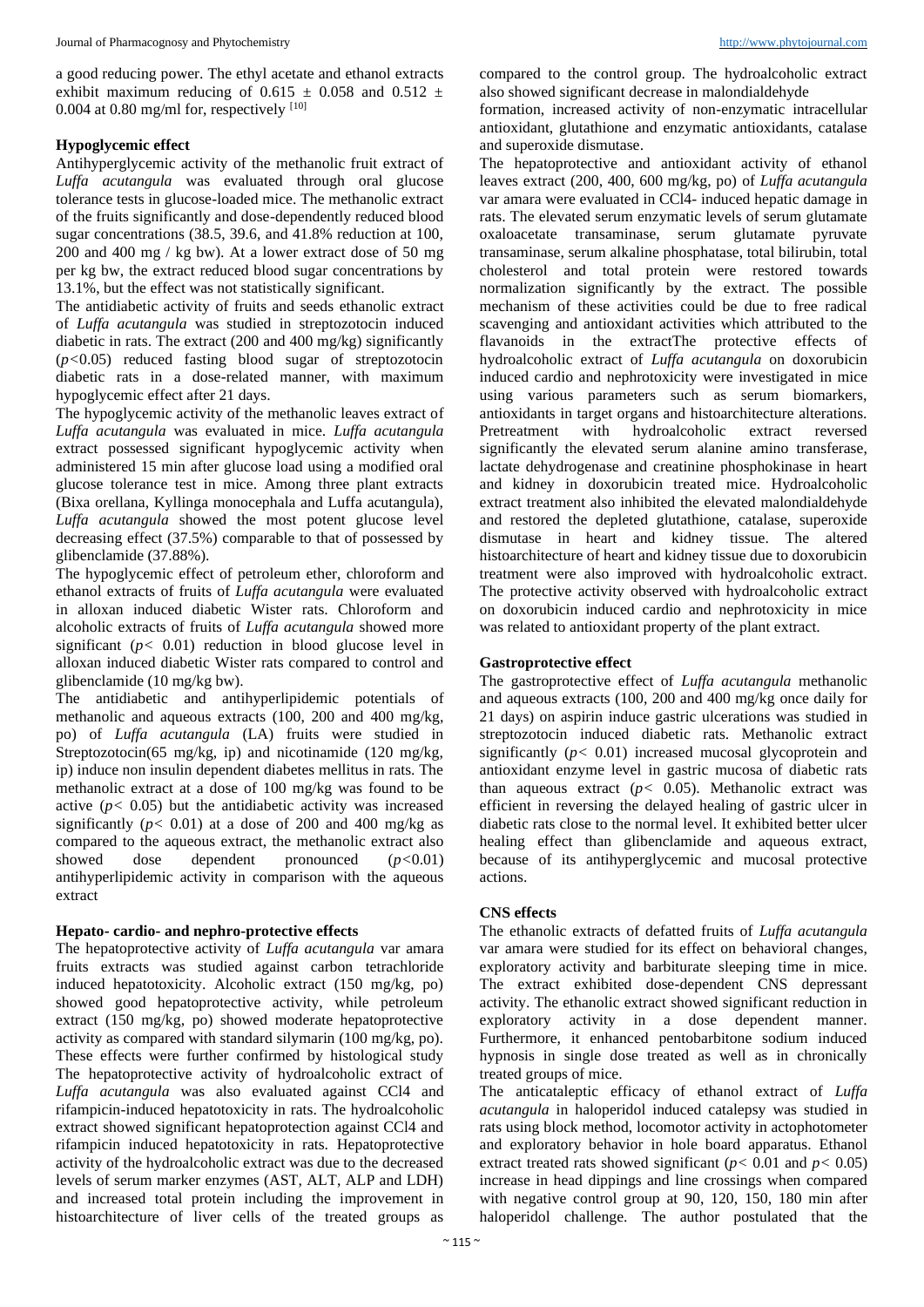a good reducing power. The ethyl acetate and ethanol extracts exhibit maximum reducing of 0.615 ± 0.058 and 0.512 ± 0.004 at 0.80 mg/ml for, respectively [10]

**Hypoglycemic effect**

Antihyperglycemic activity of the methanolic fruit extract of *Luffa acutangula* was evaluated through oral glucose tolerance tests in glucose-loaded mice. The methanolic extract of the fruits significantly and dose-dependently reduced blood sugar concentrations (38.5, 39.6, and 41.8% reduction at 100, 200 and 400 mg / kg bw). At a lower extract dose of 50 mg per kg bw, the extract reduced blood sugar concentrations by 13.1%, but the effect was not statistically significant.

The antidiabetic activity of fruits and seeds ethanolic extract of *Luffa acutangula* was studied in streptozotocin induced diabetic in rats. The extract (200 and 400 mg/kg) significantly ($p<0.05$) reduced fasting blood sugar of streptozotocin diabetic rats in a dose-related manner, with maximum hypoglycemic effect after 21 days.

The hypoglycemic activity of the methanolic leaves extract of *Luffa acutangula* was evaluated in mice. *Luffa acutangula* extract possessed significant hypoglycemic activity when administered 15 min after glucose load using a modified oral glucose tolerance test in mice. Among three plant extracts (Bixa orellana, Kyllinga monocephala and Luffa acutangula), *Luffa acutangula* showed the most potent glucose level decreasing effect (37.5%) comparable to that of possessed by glibenclamide (37.88%).

The hypoglycemic effect of petroleum ether, chloroform and ethanol extracts of fruits of *Luffa acutangula* were evaluated in alloxan induced diabetic Wister rats. Chloroform and alcoholic extracts of fruits of *Luffa acutangula* showed more significant ($p< 0.01$) reduction in blood glucose level in alloxan induced diabetic Wister rats compared to control and glibenclamide (10 mg/kg bw).

The antidiabetic and antihyperlipidemic potentials of methanolic and aqueous extracts (100, 200 and 400 mg/kg, po) of *Luffa acutangula* (LA) fruits were studied in Streptozotocin(65 mg/kg, ip) and nicotinamide (120 mg/kg, ip) induce non insulin dependent diabetes mellitus in rats. The methanolic extract at a dose of 100 mg/kg was found to be active ($p< 0.05$) but the antidiabetic activity was increased significantly ($p< 0.01$) at a dose of 200 and 400 mg/kg as compared to the aqueous extract, the methanolic extract also showed dose dependent pronounced ($p<0.01$) antihyperlipidemic activity in comparison with the aqueous extract

**Hepato- cardio- and nephro-protective effects**

The hepatoprotective activity of *Luffa acutangula* var amara fruits extracts was studied against carbon tetrachloride induced hepatotoxicity. Alcoholic extract (150 mg/kg, po) showed good hepatoprotective activity, while petroleum extract (150 mg/kg, po) showed moderate hepatoprotective activity as compared with standard silymarin (100 mg/kg, po). These effects were further confirmed by histological study

The hepatoprotective activity of hydroalcoholic extract of *Luffa acutangula* was also evaluated against $CCl_4$ and rifampicin-induced hepatotoxicity in rats. The hydroalcoholic extract showed significant hepatoprotection against $CCl_4$ and rifampicin induced hepatotoxicity in rats. Hepatoprotective activity of the hydroalcoholic extract was due to the decreased levels of serum marker enzymes (AST, ALT, ALP and LDH) and increased total protein including the improvement in histoarchitecture of liver cells of the treated groups as compared to the control group. The hydroalcoholic extract also showed significant decrease in malondialdehyde formation, increased activity of non-enzymatic intracellular antioxidant, glutathione and enzymatic antioxidants, catalase and superoxide dismutase.

The hepatoprotective and antioxidant activity of ethanol leaves extract (200, 400, 600 mg/kg, po) of *Luffa acutangula* var amara were evaluated in $CCl_4$- induced hepatic damage in rats. The elevated serum enzymatic levels of serum glutamate oxaloacetate transaminase, serum glutamate pyruvate transaminase, serum alkaline phosphatase, total bilirubin, total cholesterol and total protein were restored towards normalization significantly by the extract. The possible mechanism of these activities could be due to free radical scavenging and antioxidant activities which attributed to the flavanoids in the extractThe protective effects of hydroalcoholic extract of *Luffa acutangula* on doxorubicin induced cardio and nephrotoxicity were investigated in mice using various parameters such as serum biomarkers, antioxidants in target organs and histoarchitecture alterations. Pretreatment with hydroalcoholic extract reversed significantly the elevated serum alanine amino transferase, lactate dehydrogenase and creatinine phosphokinase in heart and kidney in doxorubicin treated mice. Hydroalcoholic extract treatment also inhibited the elevated malondialdehyde and restored the depleted glutathione, catalase, superoxide dismutase in heart and kidney tissue. The altered histoarchitecture of heart and kidney tissue due to doxorubicin treatment were also improved with hydroalcoholic extract. The protective activity observed with hydroalcoholic extract on doxorubicin induced cardio and nephrotoxicity in mice was related to antioxidant property of the plant extract.

**Gastroprotective effect**

The gastroprotective effect of *Luffa acutangula* methanolic and aqueous extracts (100, 200 and 400 mg/kg once daily for 21 days) on aspirin induce gastric ulcerations was studied in streptozotocin induced diabetic rats. Methanolic extract significantly ($p< 0.01$) increased mucosal glycoprotein and antioxidant enzyme level in gastric mucosa of diabetic rats than aqueous extract ($p< 0.05$). Methanolic extract was efficient in reversing the delayed healing of gastric ulcer in diabetic rats close to the normal level. It exhibited better ulcer healing effect than glibenclamide and aqueous extract, because of its antihyperglycemic and mucosal protective actions.

**CNS effects**

The ethanolic extracts of defatted fruits of *Luffa acutangula* var amara were studied for its effect on behavioral changes, exploratory activity and barbiturate sleeping time in mice. The extract exhibited dose-dependent CNS depressant activity. The ethanolic extract showed significant reduction in exploratory activity in a dose dependent manner. Furthermore, it enhanced pentobarbitone sodium induced hypnosis in single dose treated as well as in chronically treated groups of mice.

The anticataleptic efficacy of ethanol extract of *Luffa acutangula* in haloperidol induced catalepsy was studied in rats using block method, locomotor activity in actophotometer and exploratory behavior in hole board apparatus. Ethanol extract treated rats showed significant ($p< 0.01$ and $p< 0.05$) increase in head dippings and line crossings when compared with negative control group at 90, 120, 150, 180 min after haloperidol challenge. The author postulated that the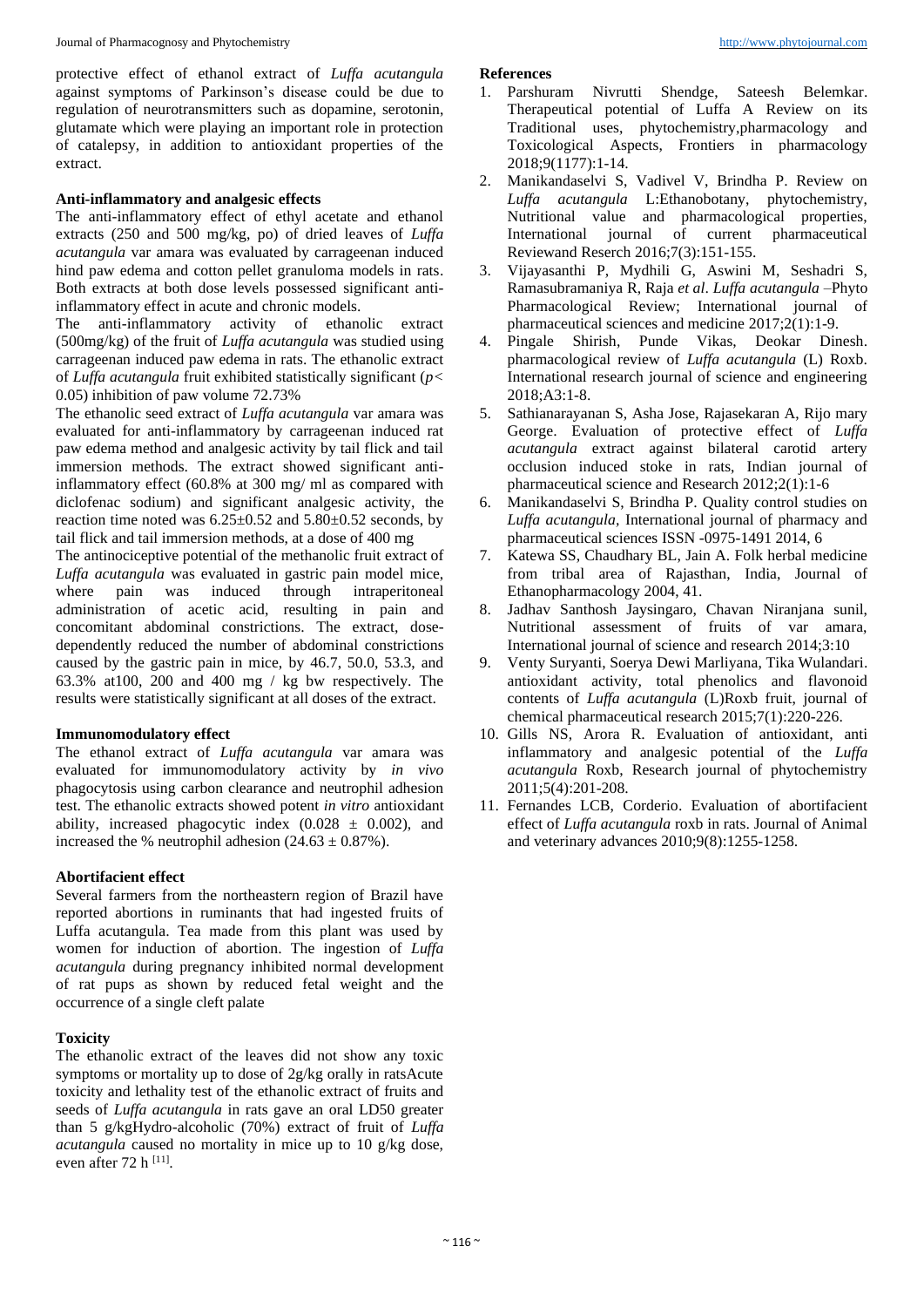protective effect of ethanol extract of *Luffa acutangula* against symptoms of Parkinson's disease could be due to regulation of neurotransmitters such as dopamine, serotonin, glutamate which were playing an important role in protection of catalepsy, in addition to antioxidant properties of the extract.

**Anti-inflammatory and analgesic effects**

The anti-inflammatory effect of ethyl acetate and ethanol extracts (250 and 500 mg/kg, po) of dried leaves of *Luffa acutangula* var amara was evaluated by carrageenan induced hind paw edema and cotton pellet granuloma models in rats. Both extracts at both dose levels possessed significant anti-inflammatory effect in acute and chronic models.

The anti-inflammatory activity of ethanolic extract (500mg/kg) of the fruit of *Luffa acutangula* was studied using carrageenan induced paw edema in rats. The ethanolic extract of *Luffa acutangula* fruit exhibited statistically significant ($p < 0.05$) inhibition of paw volume 72.73%

The ethanolic seed extract of *Luffa acutangula* var amara was evaluated for anti-inflammatory by carrageenan induced rat paw edema method and analgesic activity by tail flick and tail immersion methods. The extract showed significant anti-inflammatory effect (60.8% at 300 mg/ ml as compared with diclofenac sodium) and significant analgesic activity, the reaction time noted was $6.25 \pm 0.52$ and $5.80 \pm 0.52$ seconds, by tail flick and tail immersion methods, at a dose of 400 mg

The antinociceptive potential of the methanolic fruit extract of *Luffa acutangula* was evaluated in gastric pain model mice, where pain was induced through intraperitoneal administration of acetic acid, resulting in pain and concomitant abdominal constrictions. The extract, dose-dependently reduced the number of abdominal constrictions caused by the gastric pain in mice, by 46.7, 50.0, 53.3, and 63.3% at100, 200 and 400 mg / kg bw respectively. The results were statistically significant at all doses of the extract.

**Immunomodulatory effect**

The ethanol extract of *Luffa acutangula* var amara was evaluated for immunomodulatory activity by *in vivo* phagocytosis using carbon clearance and neutrophil adhesion test. The ethanolic extracts showed potent *in vitro* antioxidant ability, increased phagocytic index ($0.028 \pm 0.002$), and increased the % neutrophil adhesion ($24.63 \pm 0.87\%$).

**Abortifacient effect**

Several farmers from the northeastern region of Brazil have reported abortions in ruminants that had ingested fruits of Luffa acutangula. Tea made from this plant was used by women for induction of abortion. The ingestion of *Luffa acutangula* during pregnancy inhibited normal development of rat pups as shown by reduced fetal weight and the occurrence of a single cleft palate

**Toxicity**

The ethanolic extract of the leaves did not show any toxic symptoms or mortality up to dose of 2g/kg orally in ratsAcute toxicity and lethality test of the ethanolic extract of fruits and seeds of *Luffa acutangula* in rats gave an oral LD50 greater than 5 g/kgHydro-alcoholic (70%) extract of fruit of *Luffa acutangula* caused no mortality in mice up to 10 g/kg dose, even after 72 h [11].

**References**

1. Parshuram Nivrutti Shendge, Sateesh Belemkar. Therapeutical potential of Luffa A Review on its Traditional uses, phytochemistry,pharmacology and Toxicological Aspects, Frontiers in pharmacology 2018;9(1177):1-14.
2. Manikandaselvi S, Vadivel V, Brindha P. Review on *Luffa acutangula* L:Ethanobotany, phytochemistry, Nutritional value and pharmacological properties, International journal of current pharmaceutical Reviewand Reserch 2016;7(3):151-155.
3. Vijayasanthi P, Mydhili G, Aswini M, Seshadri S, Ramasubramaniya R, Raja *et al*. *Luffa acutangula* –Phyto Pharmacological Review; International journal of pharmaceutical sciences and medicine 2017;2(1):1-9.
4. Pingale Shirish, Punde Vikas, Deokar Dinesh. pharmacological review of *Luffa acutangula* (L) Roxb. International research journal of science and engineering 2018;A3:1-8.
5. Sathianarayanan S, Asha Jose, Rajasekaran A, Rijo mary George. Evaluation of protective effect of *Luffa acutangula* extract against bilateral carotid artery occlusion induced stoke in rats, Indian journal of pharmaceutical science and Research 2012;2(1):1-6
6. Manikandaselvi S, Brindha P. Quality control studies on *Luffa acutangula*, International journal of pharmacy and pharmaceutical sciences ISSN -0975-1491 2014, 6
7. Katewa SS, Chaudhary BL, Jain A. Folk herbal medicine from tribal area of Rajasthan, India, Journal of Ethanopharmacology 2004, 41.
8. Jadhav Santhosh Jaysingaro, Chavan Niranjana sunil, Nutritional assessment of fruits of var amara, International journal of science and research 2014;3:10
9. Venty Suryanti, Soerya Dewi Marliyana, Tika Wulandari. antioxidant activity, total phenolics and flavonoid contents of *Luffa acutangula* (L)Roxb fruit, journal of chemical pharmaceutical research 2015;7(1):220-226.
10. Gills NS, Arora R. Evaluation of antioxidant, anti inflammatory and analgesic potential of the *Luffa acutangula* Roxb, Research journal of phytochemistry 2011;5(4):201-208.
11. Fernandes LCB, Corderio. Evaluation of abortifacient effect of *Luffa acutangula* roxb in rats. Journal of Animal and veterinary advances 2010;9(8):1255-1258.